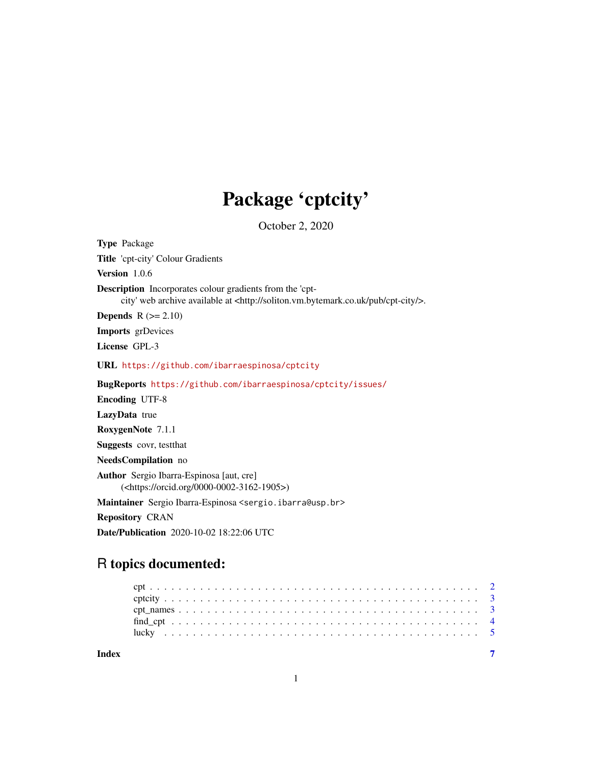# Package 'cptcity'

October 2, 2020

**Type** Package

**Title** 'cpt-city' Colour Gradients

**Version** 1.0.6

**Description** Incorporates colour gradients from the 'cpt-city' web archive available at <http://soliton.vm.bytemark.co.uk/pub/cpt-city/>.

**Depends** R (>= 2.10)

**Imports** grDevices

**License** GPL-3

**URL** https://github.com/ibarraespinosa/cptcity

**BugReports** https://github.com/ibarraespinosa/cptcity/issues/

**Encoding** UTF-8

**LazyData** true

**RoxygenNote** 7.1.1

**Suggests** covr, testthat

**NeedsCompilation** no

**Author** Sergio Ibarra-Espinosa [aut, cre] (<https://orcid.org/0000-0002-3162-1905>)

**Maintainer** Sergio Ibarra-Espinosa <sergio.ibarra@usp.br>

**Repository** CRAN

**Date/Publication** 2020-10-02 18:22:06 UTC

## R topics documented:

- cpt . . . . . . . . . . . . . . . . . . . . . . . . . . . . . . . . . . . . . . . . . . . 2
- cptcity . . . . . . . . . . . . . . . . . . . . . . . . . . . . . . . . . . . . . . . . . 3
- cpt_names . . . . . . . . . . . . . . . . . . . . . . . . . . . . . . . . . . . . . . . 3
- find_cpt . . . . . . . . . . . . . . . . . . . . . . . . . . . . . . . . . . . . . . . . 4
- lucky . . . . . . . . . . . . . . . . . . . . . . . . . . . . . . . . . . . . . . . . . . 5

**Index** 7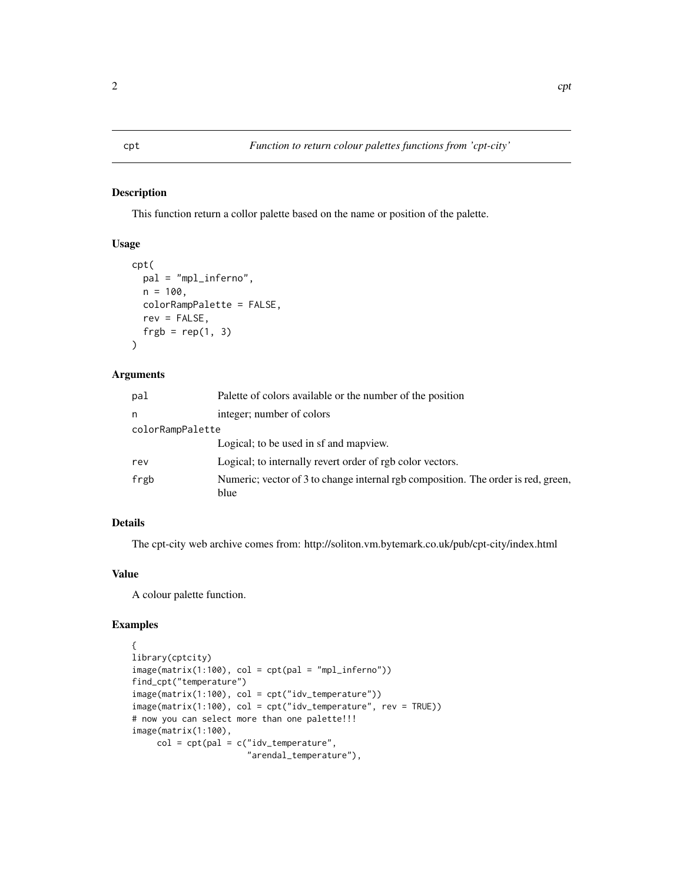## cpt — *Function to return colour palettes functions from 'cpt-city'*

### Description

This function return a collor palette based on the name or position of the palette.

### Usage

```
cpt(
  pal = "mpl_inferno",
  n = 100,
  colorRampPalette = FALSE,
  rev = FALSE,
  frgb = rep(1, 3)
)
```

### Arguments

| | |
|---|---|
| pal | Palette of colors available or the number of the position |
| n | integer; number of colors |
| colorRampPalette | Logical; to be used in sf and mapview. |
| rev | Logical; to internally revert order of rgb color vectors. |
| frgb | Numeric; vector of 3 to change internal rgb composition. The order is red, green, blue |

### Details

The cpt-city web archive comes from: http://soliton.vm.bytemark.co.uk/pub/cpt-city/index.html

### Value

A colour palette function.

### Examples

```
{
library(cptcity)
image(matrix(1:100), col = cpt(pal = "mpl_inferno"))
find_cpt("temperature")
image(matrix(1:100), col = cpt("idv_temperature"))
image(matrix(1:100), col = cpt("idv_temperature", rev = TRUE))
# now you can select more than one palette!!!
image(matrix(1:100),
     col = cpt(pal = c("idv_temperature",
                       "arendal_temperature"),
```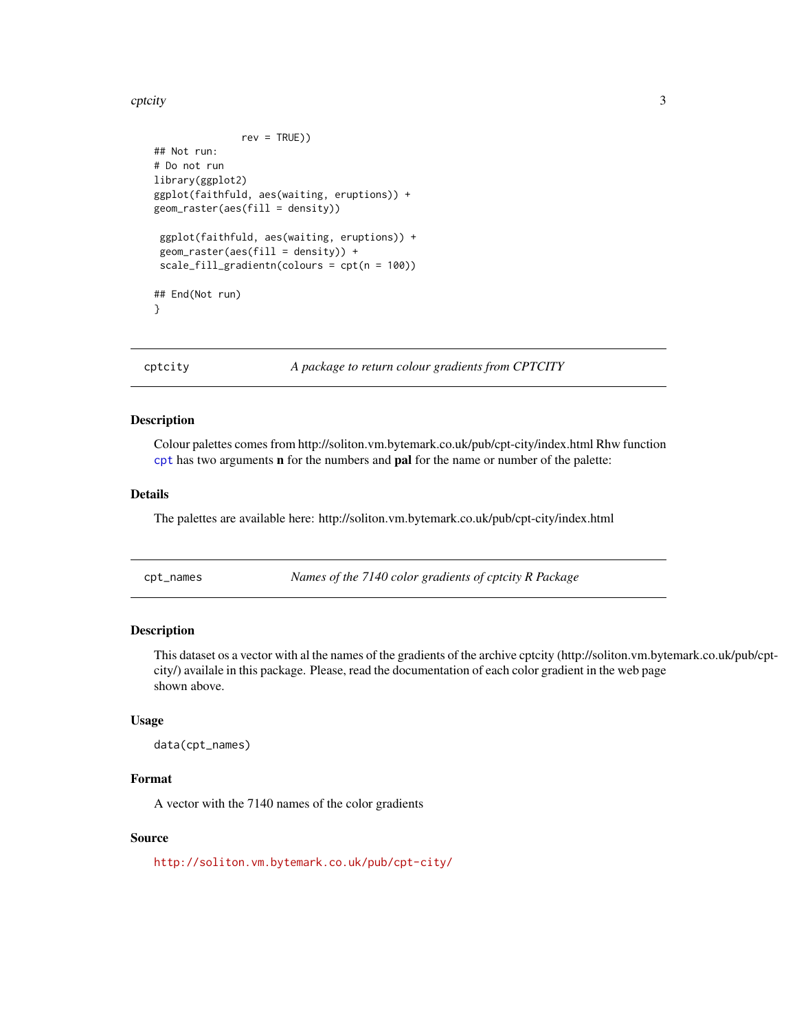```
                rev = TRUE))
## Not run:
# Do not run
library(ggplot2)
ggplot(faithfuld, aes(waiting, eruptions)) +
geom_raster(aes(fill = density))

 ggplot(faithfuld, aes(waiting, eruptions)) +
 geom_raster(aes(fill = density)) +
 scale_fill_gradientn(colours = cpt(n = 100))

## End(Not run)
}
```

---

## cptcity — *A package to return colour gradients from CPTCITY*

### Description

Colour palettes comes from http://soliton.vm.bytemark.co.uk/pub/cpt-city/index.html Rhw function `cpt` has two arguments **n** for the numbers and **pal** for the name or number of the palette:

### Details

The palettes are available here: http://soliton.vm.bytemark.co.uk/pub/cpt-city/index.html

---

## cpt_names — *Names of the 7140 color gradients of cptcity R Package*

### Description

This dataset os a vector with al the names of the gradients of the archive cptcity (http://soliton.vm.bytemark.co.uk/pub/cpt-city/) availale in this package. Please, read the documentation of each color gradient in the web page shown above.

### Usage

```
data(cpt_names)
```

### Format

A vector with the 7140 names of the color gradients

### Source

http://soliton.vm.bytemark.co.uk/pub/cpt-city/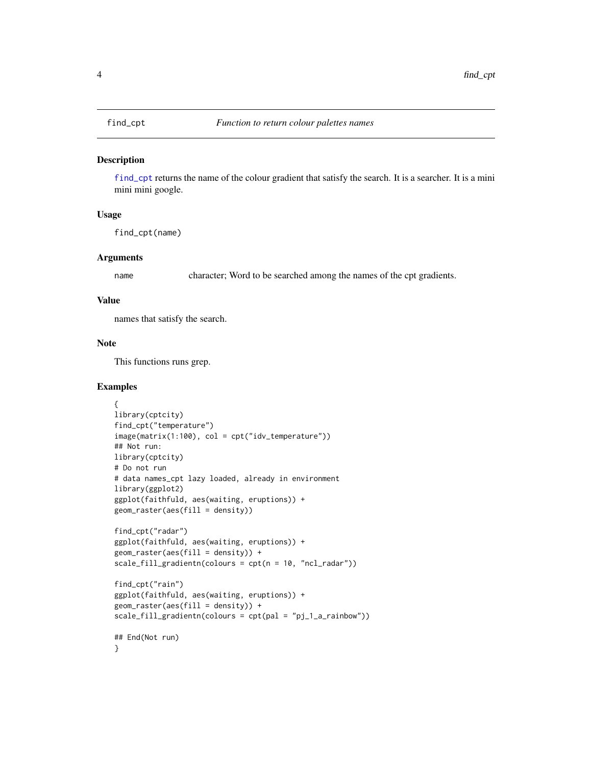# find_cpt — *Function to return colour palettes names*

## Description

find_cpt returns the name of the colour gradient that satisfy the search. It is a searcher. It is a mini mini mini google.

## Usage

```
find_cpt(name)
```

## Arguments

| | |
|---|---|
| name | character; Word to be searched among the names of the cpt gradients. |

## Value

names that satisfy the search.

## Note

This functions runs grep.

## Examples

```
{
library(cptcity)
find_cpt("temperature")
image(matrix(1:100), col = cpt("idv_temperature"))
## Not run:
library(cptcity)
# Do not run
# data names_cpt lazy loaded, already in environment
library(ggplot2)
ggplot(faithfuld, aes(waiting, eruptions)) +
geom_raster(aes(fill = density))

find_cpt("radar")
ggplot(faithfuld, aes(waiting, eruptions)) +
geom_raster(aes(fill = density)) +
scale_fill_gradientn(colours = cpt(n = 10, "ncl_radar"))

find_cpt("rain")
ggplot(faithfuld, aes(waiting, eruptions)) +
geom_raster(aes(fill = density)) +
scale_fill_gradientn(colours = cpt(pal = "pj_1_a_rainbow"))

## End(Not run)
}
```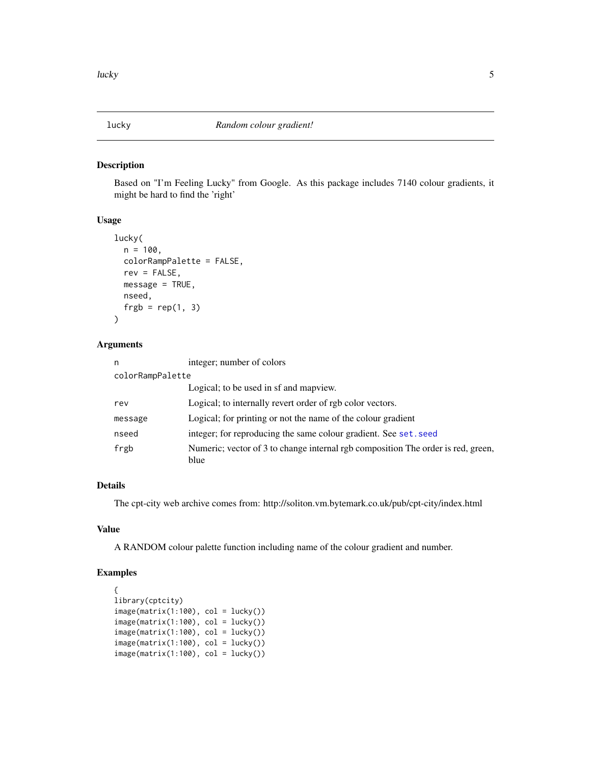# lucky — *Random colour gradient!*

## Description

Based on "I'm Feeling Lucky" from Google. As this package includes 7140 colour gradients, it might be hard to find the 'right'

## Usage

```
lucky(
  n = 100,
  colorRampPalette = FALSE,
  rev = FALSE,
  message = TRUE,
  nseed,
  frgb = rep(1, 3)
)
```

## Arguments

| | |
|---|---|
| `n` | integer; number of colors |
| `colorRampPalette` | Logical; to be used in sf and mapview. |
| `rev` | Logical; to internally revert order of rgb color vectors. |
| `message` | Logical; for printing or not the name of the colour gradient |
| `nseed` | integer; for reproducing the same colour gradient. See `set.seed` |
| `frgb` | Numeric; vector of 3 to change internal rgb composition The order is red, green, blue |

## Details

The cpt-city web archive comes from: http://soliton.vm.bytemark.co.uk/pub/cpt-city/index.html

## Value

A RANDOM colour palette function including name of the colour gradient and number.

## Examples

```
{
library(cptcity)
image(matrix(1:100), col = lucky())
image(matrix(1:100), col = lucky())
image(matrix(1:100), col = lucky())
image(matrix(1:100), col = lucky())
image(matrix(1:100), col = lucky())
```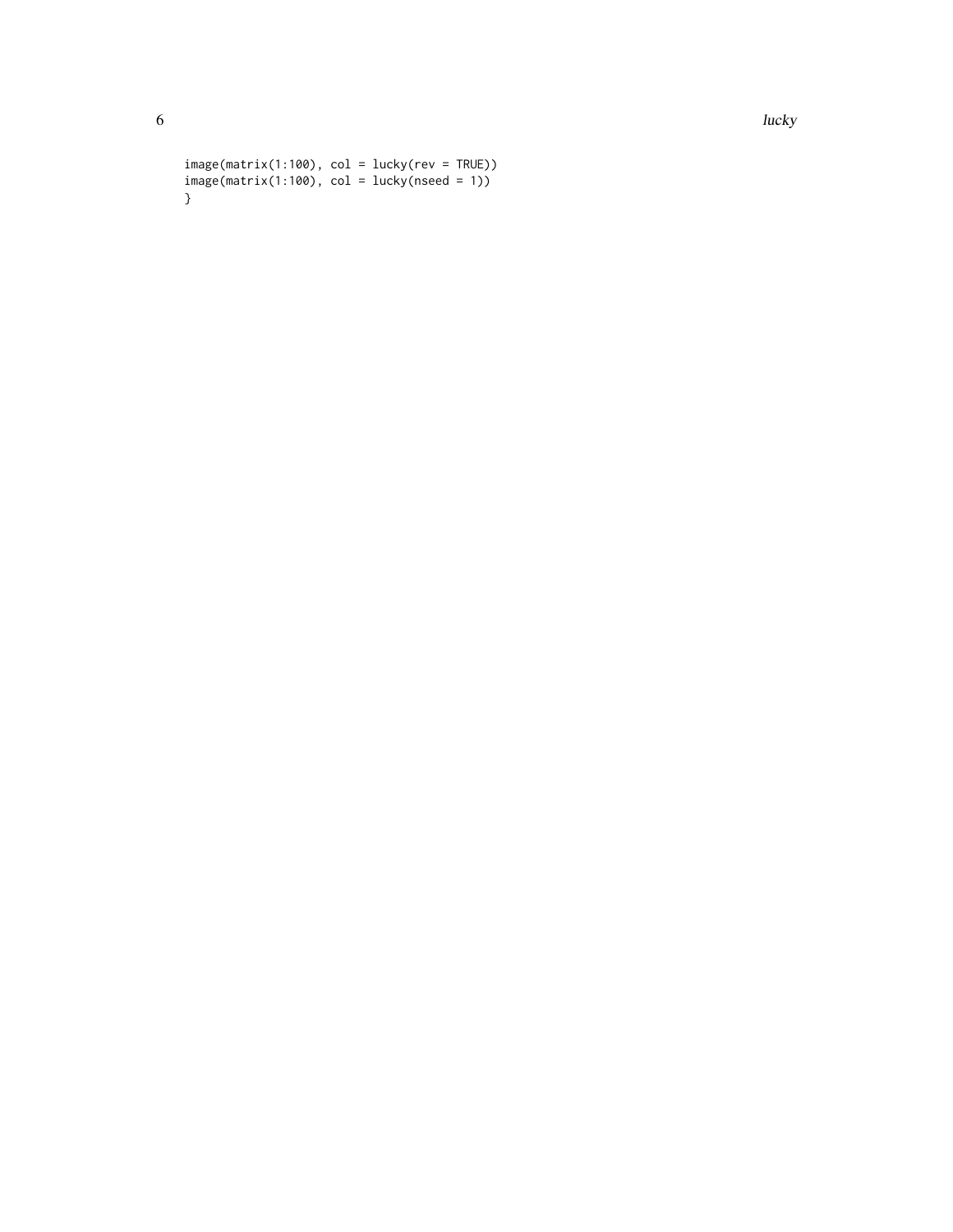```
image(matrix(1:100), col = lucky(rev = TRUE))
image(matrix(1:100), col = lucky(nseed = 1))
}
```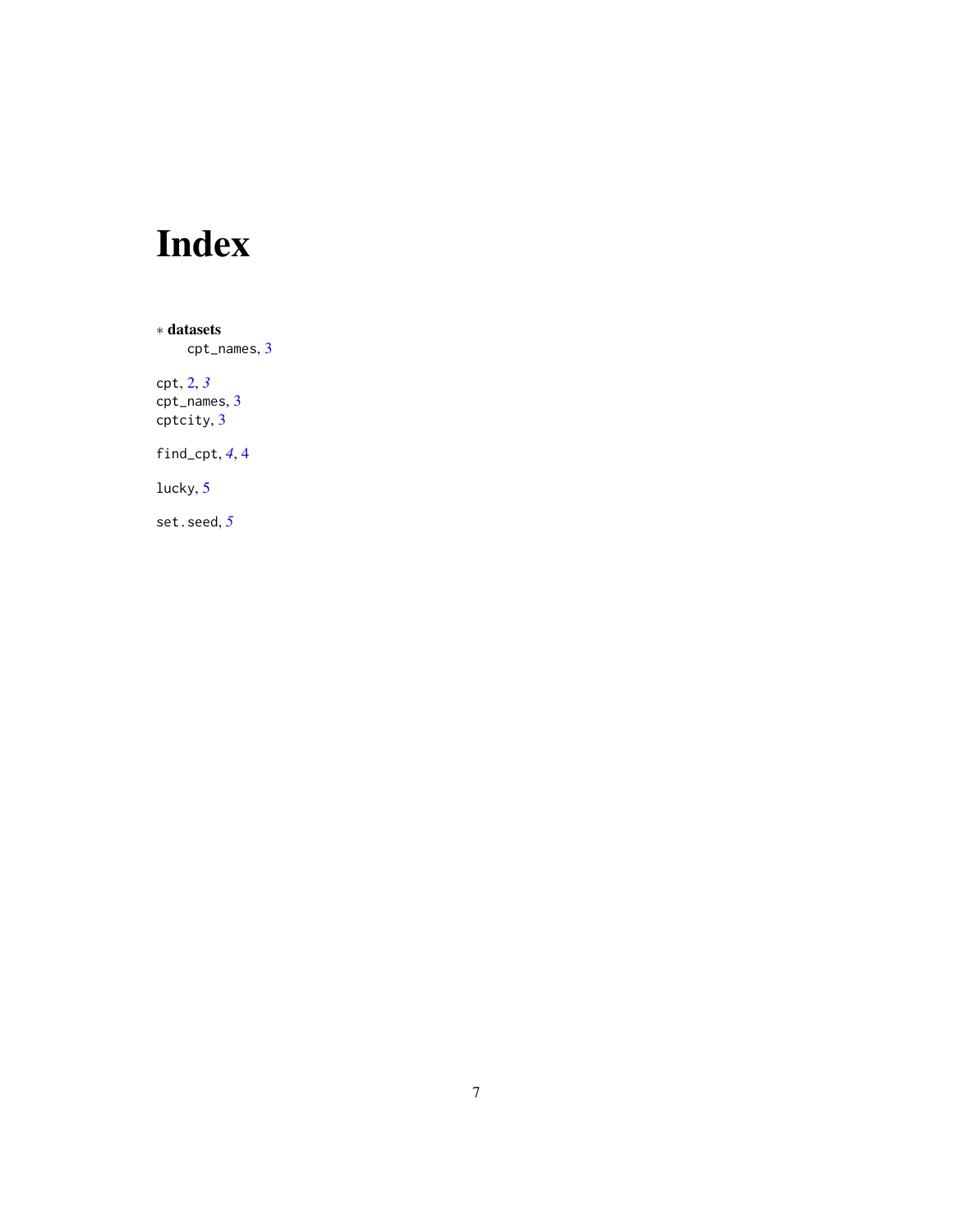# Index

∗ **datasets**

    cpt_names, 3

cpt, 2, *3*
cpt_names, 3
cptcity, 3

find_cpt, *4*, 4

lucky, 5

set.seed, *5*